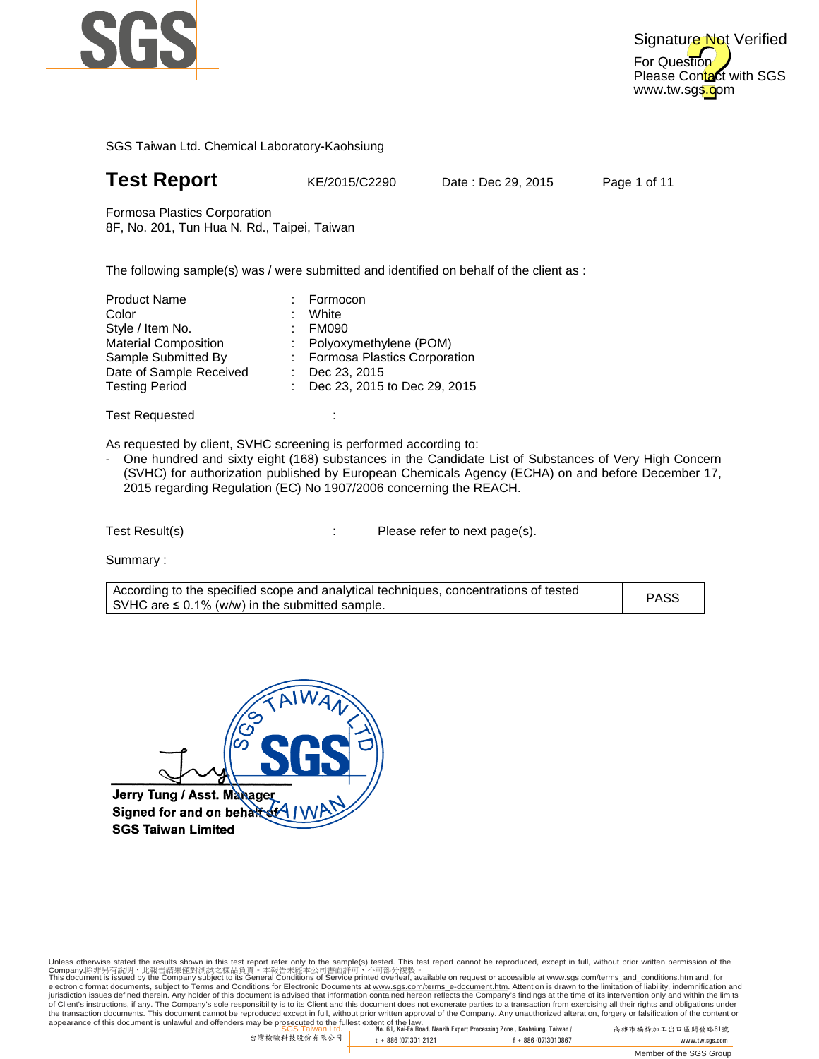SGS

Signature Not Verified
For Question
Please Contact with SGS
www.tw.sgs.com

SGS Taiwan Ltd. Chemical Laboratory-Kaohsiung

# Test Report

KE/2015/C2290 Date : Dec 29, 2015 Page 1 of 11

Formosa Plastics Corporation
8F, No. 201, Tun Hua N. Rd., Taipei, Taiwan

The following sample(s) was / were submitted and identified on behalf of the client as :

| | | |
|---|---|---|
| Product Name | : | Formocon |
| Color | : | White |
| Style / Item No. | : | FM090 |
| Material Composition | : | Polyoxymethylene (POM) |
| Sample Submitted By | : | Formosa Plastics Corporation |
| Date of Sample Received | : | Dec 23, 2015 |
| Testing Period | : | Dec 23, 2015 to Dec 29, 2015 |

Test Requested :

As requested by client, SVHC screening is performed according to:

- One hundred and sixty eight (168) substances in the Candidate List of Substances of Very High Concern (SVHC) for authorization published by European Chemicals Agency (ECHA) on and before December 17, 2015 regarding Regulation (EC) No 1907/2006 concerning the REACH.

Test Result(s) : Please refer to next page(s).

Summary :

| | |
|---|---|
| According to the specified scope and analytical techniques, concentrations of tested SVHC are ≤ 0.1% (w/w) in the submitted sample. | PASS |

**Jerry Tung / Asst. Manager**
**Signed for and on behalf of**
**SGS Taiwan Limited**

Unless otherwise stated the results shown in this test report refer only to the sample(s) tested. This test report cannot be reproduced, except in full, without prior written permission of the Company.除非另有說明，此報告結果僅對測試之樣品負責。本報告未經本公司書面許可，不可部分複製。
This document is issued by the Company subject to its General Conditions of Service printed overleaf, available on request or accessible at www.sgs.com/terms_and_conditions.htm and, for electronic format documents, subject to Terms and Conditions for Electronic Documents at www.sgs.com/terms_e-document.htm. Attention is drawn to the limitation of liability, indemnification and jurisdiction issues defined therein. Any holder of this document is advised that information contained hereon reflects the Company's findings at the time of its intervention only and within the limits of Client's instructions, if any. The Company's sole responsibility is to its Client and this document does not exonerate parties to a transaction from exercising all their rights and obligations under the transaction documents. This document cannot be reproduced except in full, without prior written approval of the Company. Any unauthorized alteration, forgery or falsification of the content or appearance of this document is unlawful and offenders may be prosecuted to the fullest extent of the law.

SGS Taiwan Ltd. 台灣檢驗科技股份有限公司 | No. 61, Kai-Fa Road, Nanzih Export Processing Zone , Kaohsiung, Taiwan / 高雄市楠梓加工出口區開發路61號 | t + 886 (07)301 2121 | f + 886 (07)3010867 | www.tw.sgs.com

Member of the SGS Group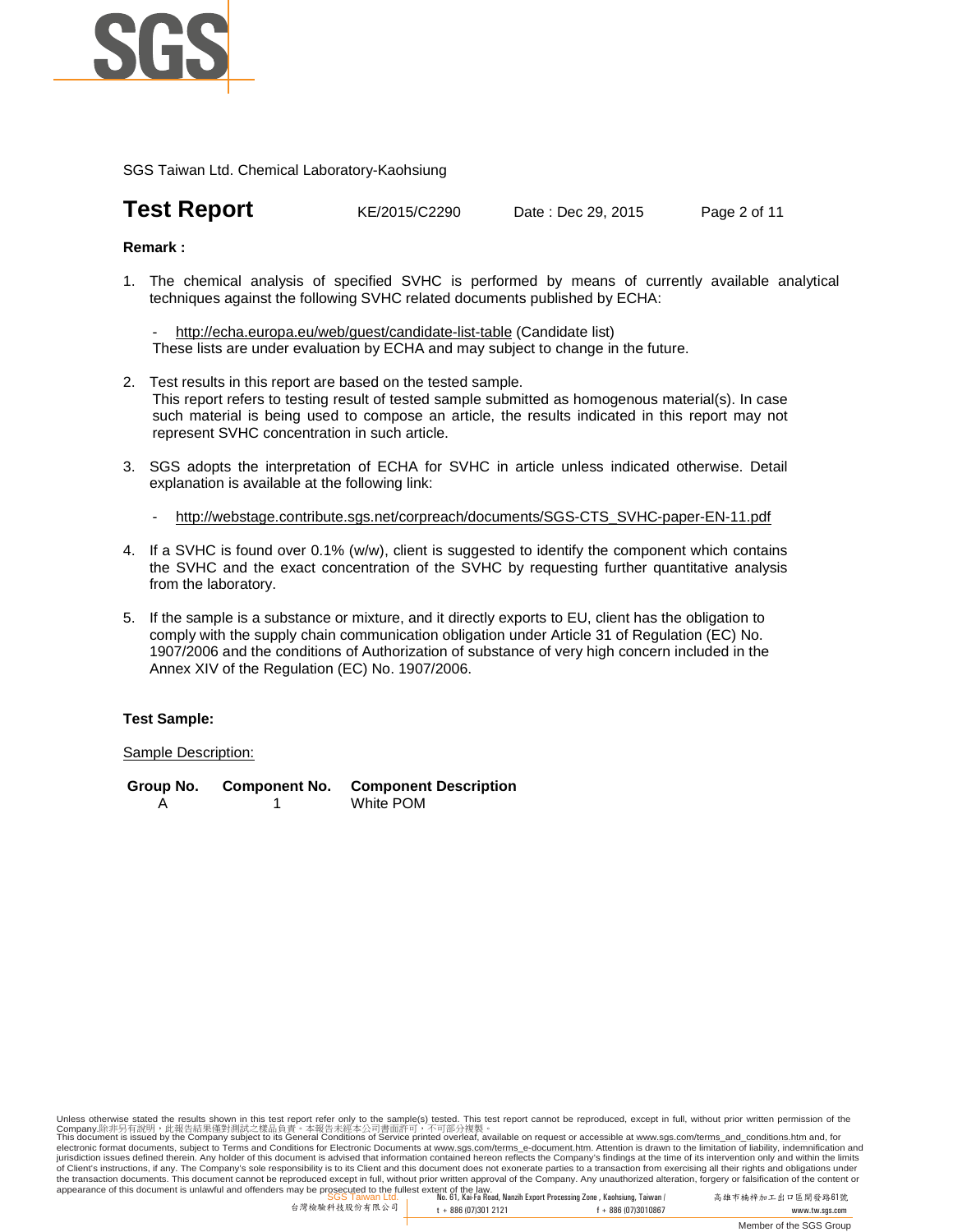SGS Taiwan Ltd. Chemical Laboratory-Kaohsiung

# Test Report

KE/2015/C2290 Date : Dec 29, 2015

**Remark :**

1. The chemical analysis of specified SVHC is performed by means of currently available analytical techniques against the following SVHC related documents published by ECHA:

   - http://echa.europa.eu/web/guest/candidate-list-table (Candidate list)

   These lists are under evaluation by ECHA and may subject to change in the future.

2. Test results in this report are based on the tested sample.
   This report refers to testing result of tested sample submitted as homogenous material(s). In case such material is being used to compose an article, the results indicated in this report may not represent SVHC concentration in such article.

3. SGS adopts the interpretation of ECHA for SVHC in article unless indicated otherwise. Detail explanation is available at the following link:

   - http://webstage.contribute.sgs.net/corpreach/documents/SGS-CTS_SVHC-paper-EN-11.pdf

4. If a SVHC is found over 0.1% (w/w), client is suggested to identify the component which contains the SVHC and the exact concentration of the SVHC by requesting further quantitative analysis from the laboratory.

5. If the sample is a substance or mixture, and it directly exports to EU, client has the obligation to comply with the supply chain communication obligation under Article 31 of Regulation (EC) No. 1907/2006 and the conditions of Authorization of substance of very high concern included in the Annex XIV of the Regulation (EC) No. 1907/2006.

**Test Sample:**

Sample Description:

| Group No. | Component No. | Component Description |
|---|---|---|
| A | 1 | White POM |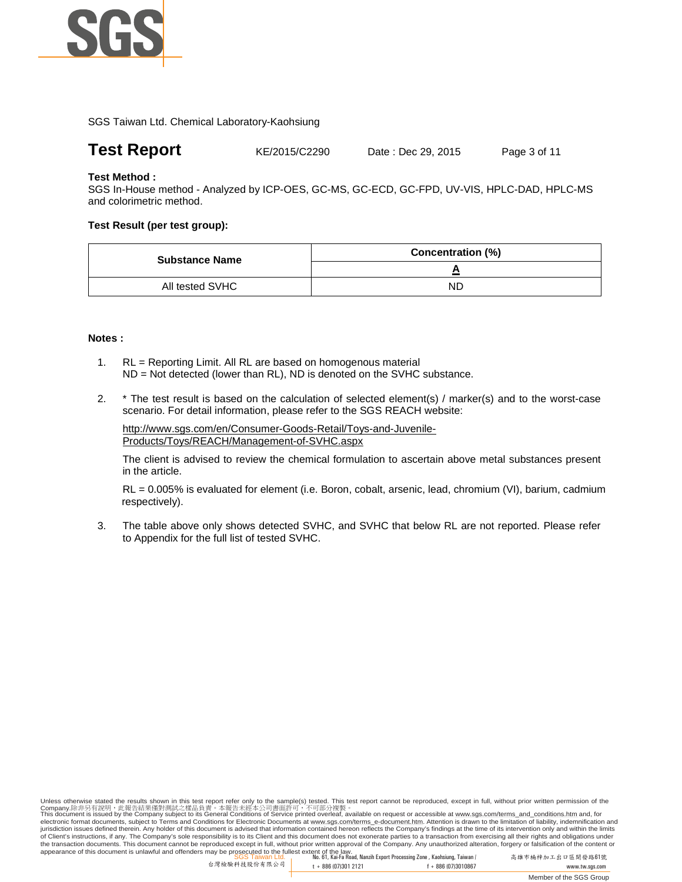SGS Taiwan Ltd. Chemical Laboratory-Kaohsiung

# Test Report

KE/2015/C2290 Date : Dec 29, 2015

**Test Method :**

SGS In-House method - Analyzed by ICP-OES, GC-MS, GC-ECD, GC-FPD, UV-VIS, HPLC-DAD, HPLC-MS and colorimetric method.

**Test Result (per test group):**

| Substance Name | Concentration (%) |
|---|---|
| | **A** |
| All tested SVHC | ND |

**Notes :**

1. RL = Reporting Limit. All RL are based on homogenous material
   ND = Not detected (lower than RL), ND is denoted on the SVHC substance.

2. * The test result is based on the calculation of selected element(s) / marker(s) and to the worst-case scenario. For detail information, please refer to the SGS REACH website:

   http://www.sgs.com/en/Consumer-Goods-Retail/Toys-and-Juvenile-Products/Toys/REACH/Management-of-SVHC.aspx

   The client is advised to review the chemical formulation to ascertain above metal substances present in the article.

   RL = 0.005% is evaluated for element (i.e. Boron, cobalt, arsenic, lead, chromium (VI), barium, cadmium respectively).

3. The table above only shows detected SVHC, and SVHC that below RL are not reported. Please refer to Appendix for the full list of tested SVHC.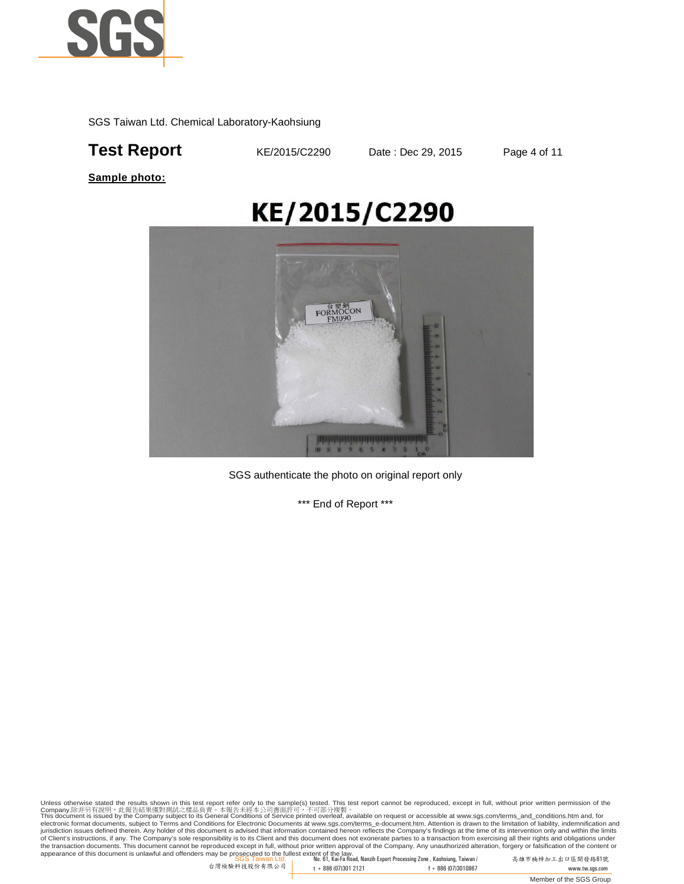SGS Taiwan Ltd. Chemical Laboratory-Kaohsiung

# Test Report

KE/2015/C2290 Date : Dec 29, 2015

**Sample photo:**

KE/2015/C2290

SGS authenticate the photo on original report only

*** End of Report ***

Unless otherwise stated the results shown in this test report refer only to the sample(s) tested. This test report cannot be reproduced, except in full, without prior written permission of the Company.除非另有說明，此報告結果僅對測試之樣品負責。本報告未經本公司書面許可，不可部分複製。
This document is issued by the Company subject to its General Conditions of Service printed overleaf, available on request or accessible at www.sgs.com/terms_and_conditions.htm and, for electronic format documents, subject to Terms and Conditions for Electronic Documents at www.sgs.com/terms_e-document.htm. Attention is drawn to the limitation of liability, indemnification and jurisdiction issues defined therein. Any holder of this document is advised that information contained hereon reflects the Company's findings at the time of its intervention only and within the limits of Client's instructions, if any. The Company's sole responsibility is to its Client and this document does not exonerate parties to a transaction from exercising all their rights and obligations under the transaction documents. This document cannot be reproduced except in full, without prior written approval of the Company. Any unauthorized alteration, forgery or falsification of the content or appearance of this document is unlawful and offenders may be prosecuted to the fullest extent of the law.

SGS Taiwan Ltd. 台灣檢驗科技股份有限公司 No. 61, Kai-Fa Road, Nanzih Export Processing Zone , Kaohsiung, Taiwan / 高雄市楠梓加工出口區開發路61號 t + 886 (07)301 2121 f + 886 (07)3010867 www.tw.sgs.com

Member of the SGS Group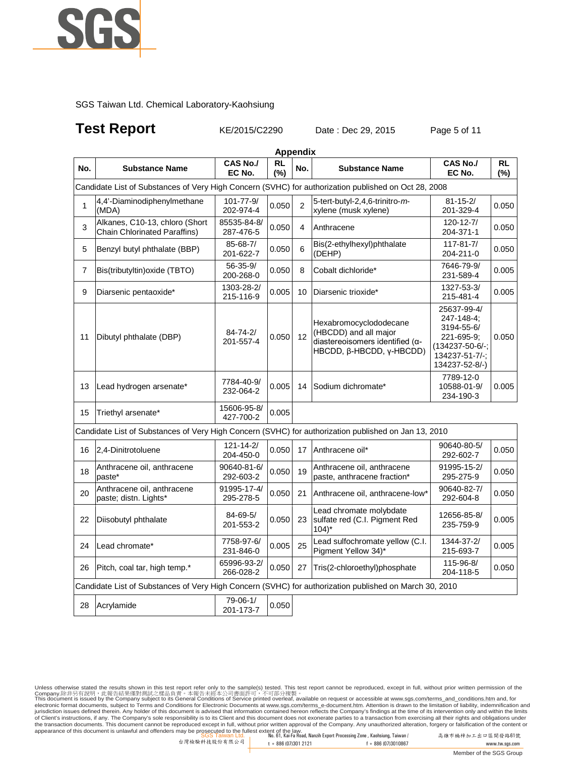SGS Taiwan Ltd. Chemical Laboratory-Kaohsiung

# Test Report

KE/2015/C2290 Date : Dec 29, 2015

## Appendix

| No. | Substance Name | CAS No./ EC No. | RL (%) | No. | Substance Name | CAS No./ EC No. | RL (%) |
|---|---|---|---|---|---|---|---|
| Candidate List of Substances of Very High Concern (SVHC) for authorization published on Oct 28, 2008 | | | | | | | |
| 1 | 4,4'-Diaminodiphenylmethane (MDA) | 101-77-9/ 202-974-4 | 0.050 | 2 | 5-tert-butyl-2,4,6-trinitro-*m*-xylene (musk xylene) | 81-15-2/ 201-329-4 | 0.050 |
| 3 | Alkanes, C10-13, chloro (Short Chain Chlorinated Paraffins) | 85535-84-8/ 287-476-5 | 0.050 | 4 | Anthracene | 120-12-7/ 204-371-1 | 0.050 |
| 5 | Benzyl butyl phthalate (BBP) | 85-68-7/ 201-622-7 | 0.050 | 6 | Bis(2-ethylhexyl)phthalate (DEHP) | 117-81-7/ 204-211-0 | 0.050 |
| 7 | Bis(tributyltin)oxide (TBTO) | 56-35-9/ 200-268-0 | 0.050 | 8 | Cobalt dichloride* | 7646-79-9/ 231-589-4 | 0.005 |
| 9 | Diarsenic pentaoxide* | 1303-28-2/ 215-116-9 | 0.005 | 10 | Diarsenic trioxide* | 1327-53-3/ 215-481-4 | 0.005 |
| 11 | Dibutyl phthalate (DBP) | 84-74-2/ 201-557-4 | 0.050 | 12 | Hexabromocyclododecane (HBCDD) and all major diastereoisomers identified (α-HBCDD, β-HBCDD, γ-HBCDD) | 25637-99-4/ 247-148-4; 3194-55-6/ 221-695-9; (134237-50-6/-; 134237-51-7/-; 134237-52-8/-) | 0.050 |
| 13 | Lead hydrogen arsenate* | 7784-40-9/ 232-064-2 | 0.005 | 14 | Sodium dichromate* | 7789-12-0 10588-01-9/ 234-190-3 | 0.005 |
| 15 | Triethyl arsenate* | 15606-95-8/ 427-700-2 | 0.005 | | | | |
| Candidate List of Substances of Very High Concern (SVHC) for authorization published on Jan 13, 2010 | | | | | | | |
| 16 | 2,4-Dinitrotoluene | 121-14-2/ 204-450-0 | 0.050 | 17 | Anthracene oil* | 90640-80-5/ 292-602-7 | 0.050 |
| 18 | Anthracene oil, anthracene paste* | 90640-81-6/ 292-603-2 | 0.050 | 19 | Anthracene oil, anthracene paste, anthracene fraction* | 91995-15-2/ 295-275-9 | 0.050 |
| 20 | Anthracene oil, anthracene paste; distn. Lights* | 91995-17-4/ 295-278-5 | 0.050 | 21 | Anthracene oil, anthracene-low* | 90640-82-7/ 292-604-8 | 0.050 |
| 22 | Diisobutyl phthalate | 84-69-5/ 201-553-2 | 0.050 | 23 | Lead chromate molybdate sulfate red (C.I. Pigment Red 104)* | 12656-85-8/ 235-759-9 | 0.005 |
| 24 | Lead chromate* | 7758-97-6/ 231-846-0 | 0.005 | 25 | Lead sulfochromate yellow (C.I. Pigment Yellow 34)* | 1344-37-2/ 215-693-7 | 0.005 |
| 26 | Pitch, coal tar, high temp.* | 65996-93-2/ 266-028-2 | 0.050 | 27 | Tris(2-chloroethyl)phosphate | 115-96-8/ 204-118-5 | 0.050 |
| Candidate List of Substances of Very High Concern (SVHC) for authorization published on March 30, 2010 | | | | | | | |
| 28 | Acrylamide | 79-06-1/ 201-173-7 | 0.050 | | | | |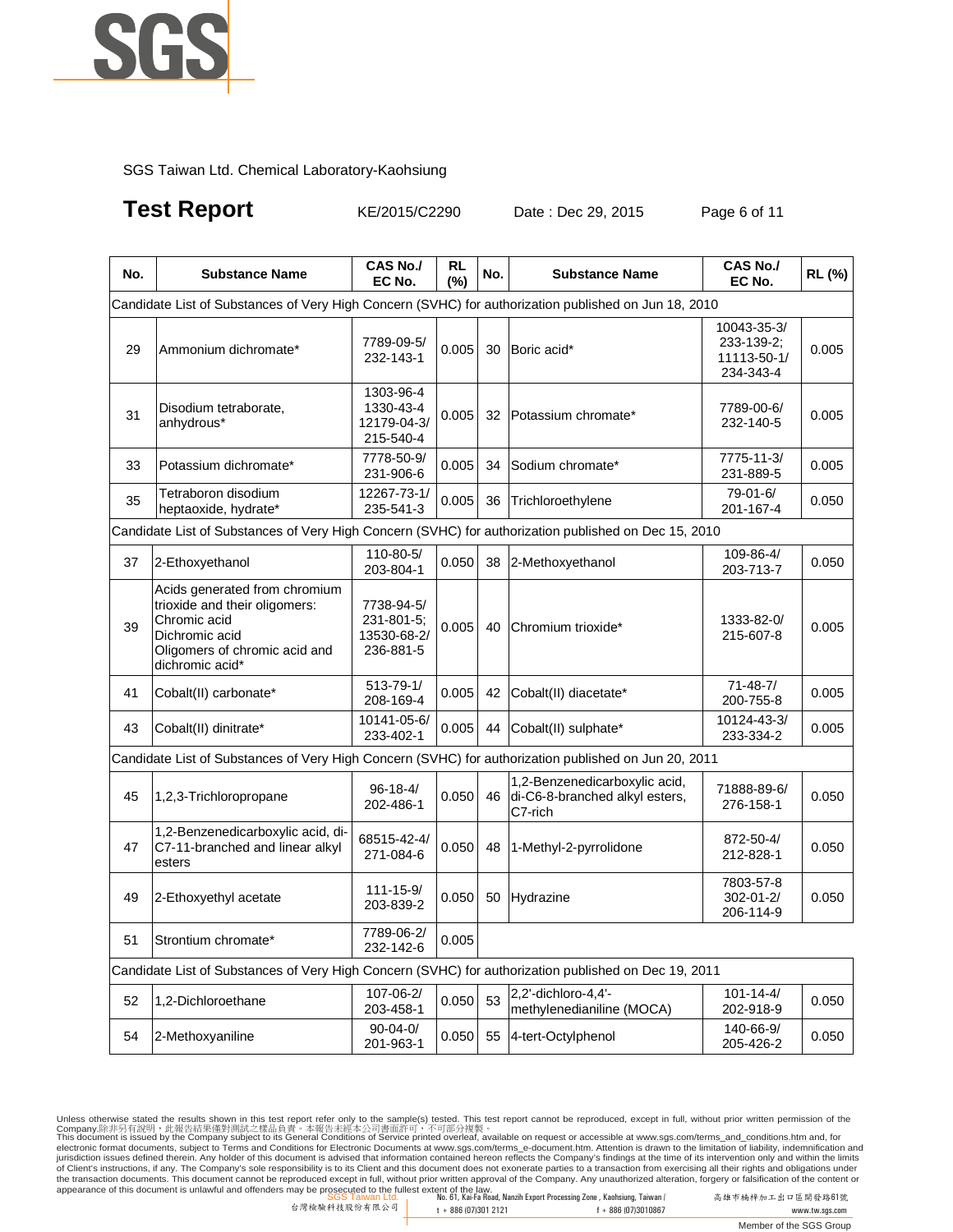SGS Taiwan Ltd. Chemical Laboratory-Kaohsiung

# Test Report

KE/2015/C2290 Date : Dec 29, 2015

| No. | Substance Name | CAS No./ EC No. | RL (%) | No. | Substance Name | CAS No./ EC No. | RL (%) |
|---|---|---|---|---|---|---|---|
| Candidate List of Substances of Very High Concern (SVHC) for authorization published on Jun 18, 2010 | | | | | | | |
| 29 | Ammonium dichromate* | 7789-09-5/ 232-143-1 | 0.005 | 30 | Boric acid* | 10043-35-3/ 233-139-2; 11113-50-1/ 234-343-4 | 0.005 |
| 31 | Disodium tetraborate, anhydrous* | 1303-96-4 1330-43-4 12179-04-3/ 215-540-4 | 0.005 | 32 | Potassium chromate* | 7789-00-6/ 232-140-5 | 0.005 |
| 33 | Potassium dichromate* | 7778-50-9/ 231-906-6 | 0.005 | 34 | Sodium chromate* | 7775-11-3/ 231-889-5 | 0.005 |
| 35 | Tetraboron disodium heptaoxide, hydrate* | 12267-73-1/ 235-541-3 | 0.005 | 36 | Trichloroethylene | 79-01-6/ 201-167-4 | 0.050 |
| Candidate List of Substances of Very High Concern (SVHC) for authorization published on Dec 15, 2010 | | | | | | | |
| 37 | 2-Ethoxyethanol | 110-80-5/ 203-804-1 | 0.050 | 38 | 2-Methoxyethanol | 109-86-4/ 203-713-7 | 0.050 |
| 39 | Acids generated from chromium trioxide and their oligomers: Chromic acid Dichromic acid Oligomers of chromic acid and dichromic acid* | 7738-94-5/ 231-801-5; 13530-68-2/ 236-881-5 | 0.005 | 40 | Chromium trioxide* | 1333-82-0/ 215-607-8 | 0.005 |
| 41 | Cobalt(II) carbonate* | 513-79-1/ 208-169-4 | 0.005 | 42 | Cobalt(II) diacetate* | 71-48-7/ 200-755-8 | 0.005 |
| 43 | Cobalt(II) dinitrate* | 10141-05-6/ 233-402-1 | 0.005 | 44 | Cobalt(II) sulphate* | 10124-43-3/ 233-334-2 | 0.005 |
| Candidate List of Substances of Very High Concern (SVHC) for authorization published on Jun 20, 2011 | | | | | | | |
| 45 | 1,2,3-Trichloropropane | 96-18-4/ 202-486-1 | 0.050 | 46 | 1,2-Benzenedicarboxylic acid, di-C6-8-branched alkyl esters, C7-rich | 71888-89-6/ 276-158-1 | 0.050 |
| 47 | 1,2-Benzenedicarboxylic acid, di-C7-11-branched and linear alkyl esters | 68515-42-4/ 271-084-6 | 0.050 | 48 | 1-Methyl-2-pyrrolidone | 872-50-4/ 212-828-1 | 0.050 |
| 49 | 2-Ethoxyethyl acetate | 111-15-9/ 203-839-2 | 0.050 | 50 | Hydrazine | 7803-57-8 302-01-2/ 206-114-9 | 0.050 |
| 51 | Strontium chromate* | 7789-06-2/ 232-142-6 | 0.005 | | | | |
| Candidate List of Substances of Very High Concern (SVHC) for authorization published on Dec 19, 2011 | | | | | | | |
| 52 | 1,2-Dichloroethane | 107-06-2/ 203-458-1 | 0.050 | 53 | 2,2'-dichloro-4,4'-methylenedianiline (MOCA) | 101-14-4/ 202-918-9 | 0.050 |
| 54 | 2-Methoxyaniline | 90-04-0/ 201-963-1 | 0.050 | 55 | 4-tert-Octylphenol | 140-66-9/ 205-426-2 | 0.050 |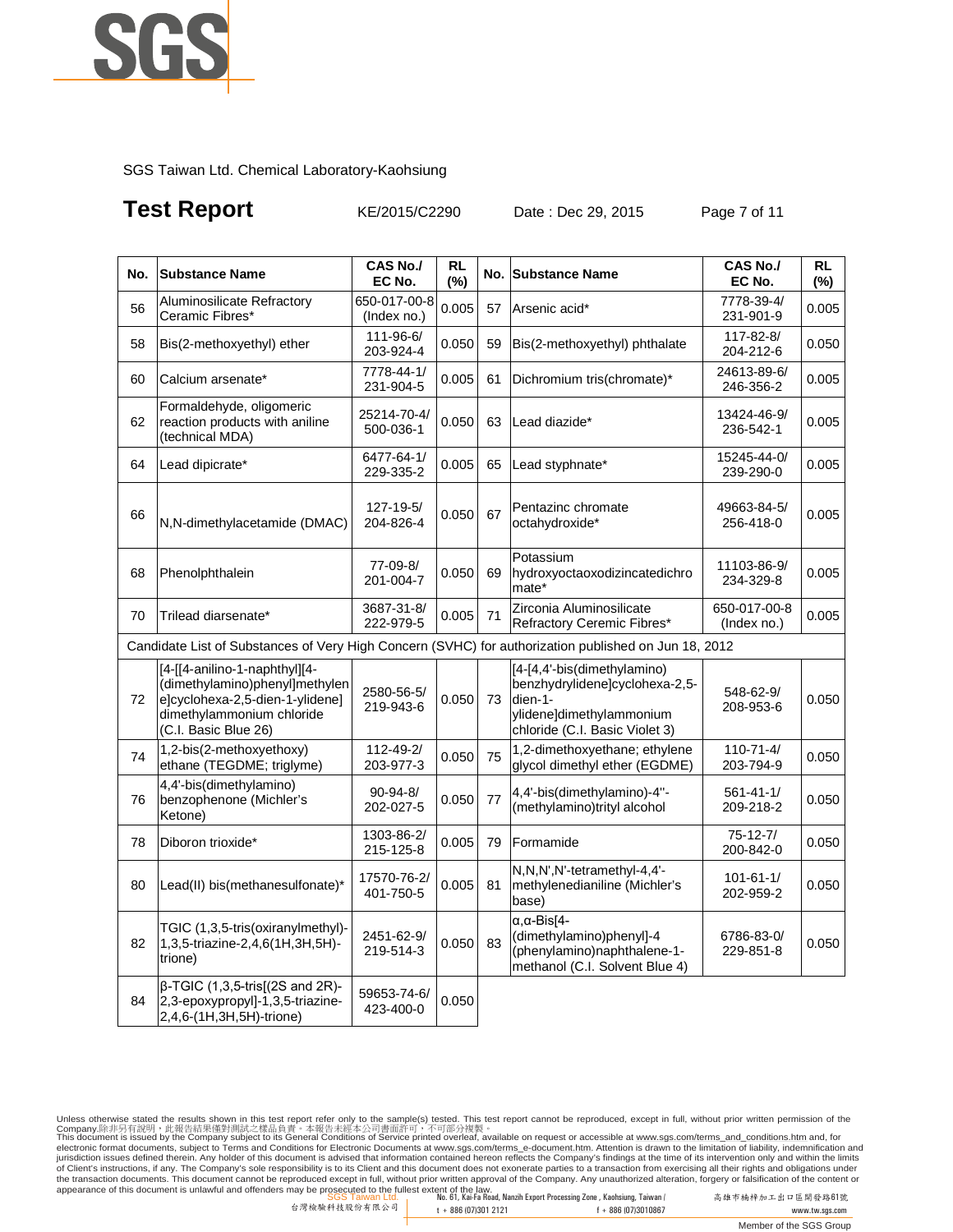SGS Taiwan Ltd. Chemical Laboratory-Kaohsiung

# Test Report

KE/2015/C2290 Date : Dec 29, 2015

| No. | Substance Name | CAS No./ EC No. | RL (%) | No. | Substance Name | CAS No./ EC No. | RL (%) |
|---|---|---|---|---|---|---|---|
| 56 | Aluminosilicate Refractory Ceramic Fibres* | 650-017-00-8 (Index no.) | 0.005 | 57 | Arsenic acid* | 7778-39-4/ 231-901-9 | 0.005 |
| 58 | Bis(2-methoxyethyl) ether | 111-96-6/ 203-924-4 | 0.050 | 59 | Bis(2-methoxyethyl) phthalate | 117-82-8/ 204-212-6 | 0.050 |
| 60 | Calcium arsenate* | 7778-44-1/ 231-904-5 | 0.005 | 61 | Dichromium tris(chromate)* | 24613-89-6/ 246-356-2 | 0.005 |
| 62 | Formaldehyde, oligomeric reaction products with aniline (technical MDA) | 25214-70-4/ 500-036-1 | 0.050 | 63 | Lead diazide* | 13424-46-9/ 236-542-1 | 0.005 |
| 64 | Lead dipicrate* | 6477-64-1/ 229-335-2 | 0.005 | 65 | Lead styphnate* | 15245-44-0/ 239-290-0 | 0.005 |
| 66 | N,N-dimethylacetamide (DMAC) | 127-19-5/ 204-826-4 | 0.050 | 67 | Pentazinc chromate octahydroxide* | 49663-84-5/ 256-418-0 | 0.005 |
| 68 | Phenolphthalein | 77-09-8/ 201-004-7 | 0.050 | 69 | Potassium hydroxyoctaoxodizincatedichromate* | 11103-86-9/ 234-329-8 | 0.005 |
| 70 | Trilead diarsenate* | 3687-31-8/ 222-979-5 | 0.005 | 71 | Zirconia Aluminosilicate Refractory Ceremic Fibres* | 650-017-00-8 (Index no.) | 0.005 |
| Candidate List of Substances of Very High Concern (SVHC) for authorization published on Jun 18, 2012 | | | | | | | |
| 72 | [4-[[4-anilino-1-naphthyl][4-(dimethylamino)phenyl]methylene]cyclohexa-2,5-dien-1-ylidene] dimethylammonium chloride (C.I. Basic Blue 26) | 2580-56-5/ 219-943-6 | 0.050 | 73 | [4-[4,4'-bis(dimethylamino) benzhydrylidene]cyclohexa-2,5-dien-1-ylidene]dimethylammonium chloride (C.I. Basic Violet 3) | 548-62-9/ 208-953-6 | 0.050 |
| 74 | 1,2-bis(2-methoxyethoxy) ethane (TEGDME; triglyme) | 112-49-2/ 203-977-3 | 0.050 | 75 | 1,2-dimethoxyethane; ethylene glycol dimethyl ether (EGDME) | 110-71-4/ 203-794-9 | 0.050 |
| 76 | 4,4'-bis(dimethylamino) benzophenone (Michler's Ketone) | 90-94-8/ 202-027-5 | 0.050 | 77 | 4,4'-bis(dimethylamino)-4''-(methylamino)trityl alcohol | 561-41-1/ 209-218-2 | 0.050 |
| 78 | Diboron trioxide* | 1303-86-2/ 215-125-8 | 0.005 | 79 | Formamide | 75-12-7/ 200-842-0 | 0.050 |
| 80 | Lead(II) bis(methanesulfonate)* | 17570-76-2/ 401-750-5 | 0.005 | 81 | N,N,N',N'-tetramethyl-4,4'-methylenedianiline (Michler's base) | 101-61-1/ 202-959-2 | 0.050 |
| 82 | TGIC (1,3,5-tris(oxiranylmethyl)-1,3,5-triazine-2,4,6(1H,3H,5H)-trione) | 2451-62-9/ 219-514-3 | 0.050 | 83 | α,α-Bis[4-(dimethylamino)phenyl]-4 (phenylamino)naphthalene-1-methanol (C.I. Solvent Blue 4) | 6786-83-0/ 229-851-8 | 0.050 |
| 84 | β-TGIC (1,3,5-tris[(2S and 2R)-2,3-epoxypropyl]-1,3,5-triazine-2,4,6-(1H,3H,5H)-trione) | 59653-74-6/ 423-400-0 | 0.050 | | | | |

Unless otherwise stated the results shown in this test report refer only to the sample(s) tested. This test report cannot be reproduced, except in full, without prior written permission of the Company.除非另有說明，此報告結果僅對測試之樣品負責。本報告未經本公司書面許可，不可部分複製。
This document is issued by the Company subject to its General Conditions of Service printed overleaf, available on request or accessible at www.sgs.com/terms_and_conditions.htm and, for electronic format documents, subject to Terms and Conditions for Electronic Documents at www.sgs.com/terms_e-document.htm. Attention is drawn to the limitation of liability, indemnification and jurisdiction issues defined therein. Any holder of this document is advised that information contained hereon reflects the Company's findings at the time of its intervention only and within the limits of Client's instructions, if any. The Company's sole responsibility is to its Client and this document does not exonerate parties to a transaction from exercising all their rights and obligations under the transaction documents. This document cannot be reproduced except in full, without prior written approval of the Company. Any unauthorized alteration, forgery or falsification of the content or appearance of this document is unlawful and offenders may be prosecuted to the fullest extent of the law.

SGS Taiwan Ltd. 台灣檢驗科技股份有限公司 | No. 61, Kai-Fa Road, Nanzih Export Processing Zone , Kaohsiung, Taiwan / 高雄市楠梓加工出口區開發路61號 | t + 886 (07)301 2121 | f + 886 (07)3010867 | www.tw.sgs.com

Member of the SGS Group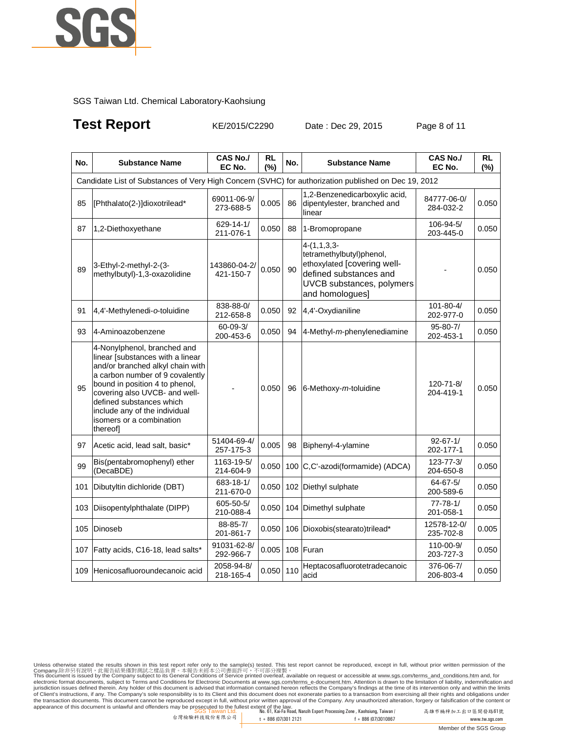SGS Taiwan Ltd. Chemical Laboratory-Kaohsiung

# Test Report

KE/2015/C2290 Date : Dec 29, 2015

| No. | Substance Name | CAS No./ EC No. | RL (%) | No. | Substance Name | CAS No./ EC No. | RL (%) |
|---|---|---|---|---|---|---|---|
| Candidate List of Substances of Very High Concern (SVHC) for authorization published on Dec 19, 2012 | | | | | | | |
| 85 | [Phthalato(2-)]dioxotrilead* | 69011-06-9/ 273-688-5 | 0.005 | 86 | 1,2-Benzenedicarboxylic acid, dipentylester, branched and linear | 84777-06-0/ 284-032-2 | 0.050 |
| 87 | 1,2-Diethoxyethane | 629-14-1/ 211-076-1 | 0.050 | 88 | 1-Bromopropane | 106-94-5/ 203-445-0 | 0.050 |
| 89 | 3-Ethyl-2-methyl-2-(3-methylbutyl)-1,3-oxazolidine | 143860-04-2/ 421-150-7 | 0.050 | 90 | 4-(1,1,3,3-tetramethylbutyl)phenol, ethoxylated [covering well-defined substances and UVCB substances, polymers and homologues] | - | 0.050 |
| 91 | 4,4'-Methylenedi-*o*-toluidine | 838-88-0/ 212-658-8 | 0.050 | 92 | 4,4'-Oxydianiline | 101-80-4/ 202-977-0 | 0.050 |
| 93 | 4-Aminoazobenzene | 60-09-3/ 200-453-6 | 0.050 | 94 | 4-Methyl-*m*-phenylenediamine | 95-80-7/ 202-453-1 | 0.050 |
| 95 | 4-Nonylphenol, branched and linear [substances with a linear and/or branched alkyl chain with a carbon number of 9 covalently bound in position 4 to phenol, covering also UVCB- and well-defined substances which include any of the individual isomers or a combination thereof] | - | 0.050 | 96 | 6-Methoxy-*m*-toluidine | 120-71-8/ 204-419-1 | 0.050 |
| 97 | Acetic acid, lead salt, basic* | 51404-69-4/ 257-175-3 | 0.005 | 98 | Biphenyl-4-ylamine | 92-67-1/ 202-177-1 | 0.050 |
| 99 | Bis(pentabromophenyl) ether (DecaBDE) | 1163-19-5/ 214-604-9 | 0.050 | 100 | C,C'-azodi(formamide) (ADCA) | 123-77-3/ 204-650-8 | 0.050 |
| 101 | Dibutyltin dichloride (DBT) | 683-18-1/ 211-670-0 | 0.050 | 102 | Diethyl sulphate | 64-67-5/ 200-589-6 | 0.050 |
| 103 | Diisopentylphthalate (DIPP) | 605-50-5/ 210-088-4 | 0.050 | 104 | Dimethyl sulphate | 77-78-1/ 201-058-1 | 0.050 |
| 105 | Dinoseb | 88-85-7/ 201-861-7 | 0.050 | 106 | Dioxobis(stearato)trilead* | 12578-12-0/ 235-702-8 | 0.005 |
| 107 | Fatty acids, C16-18, lead salts* | 91031-62-8/ 292-966-7 | 0.005 | 108 | Furan | 110-00-9/ 203-727-3 | 0.050 |
| 109 | Henicosafluoroundecanoic acid | 2058-94-8/ 218-165-4 | 0.050 | 110 | Heptacosafluorotetradecanoic acid | 376-06-7/ 206-803-4 | 0.050 |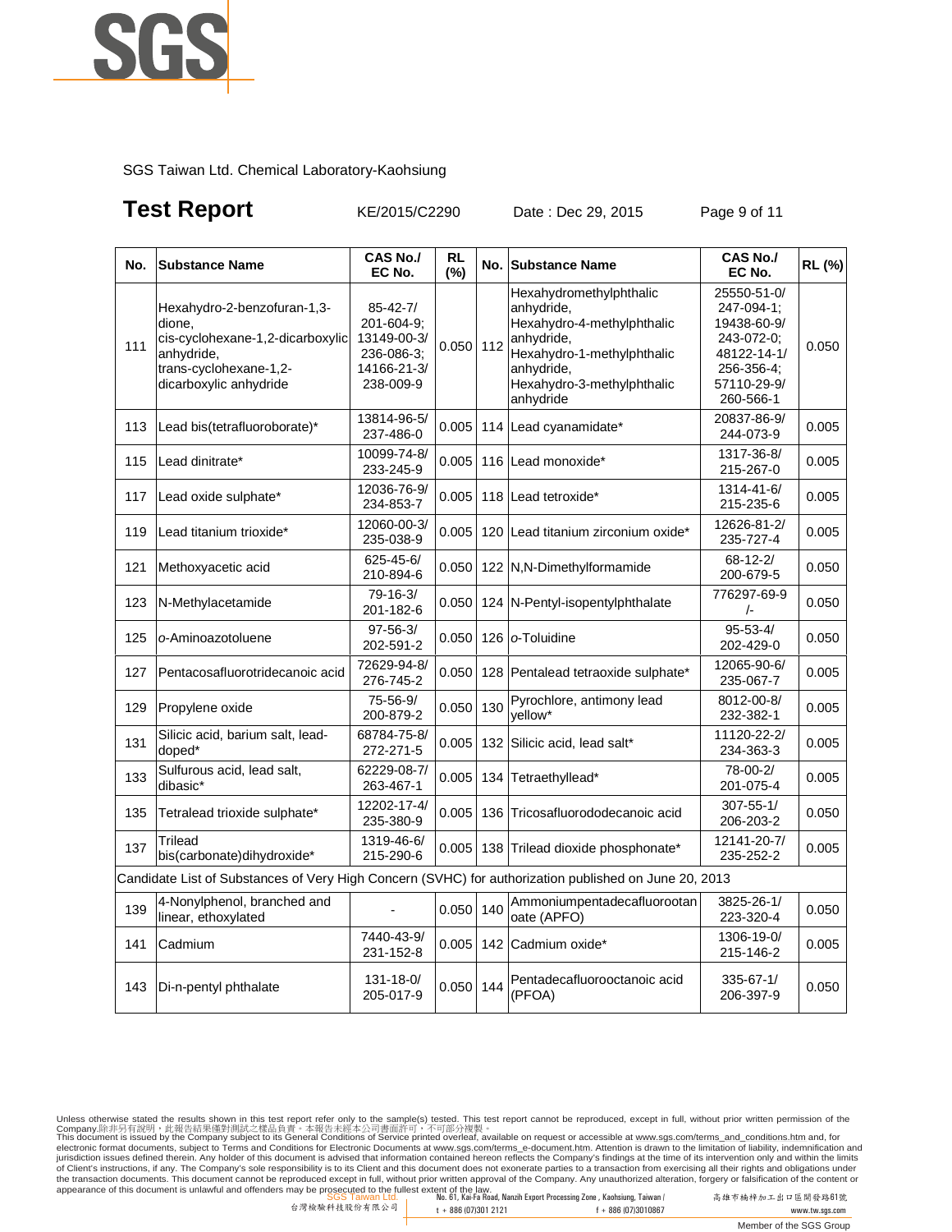SGS Taiwan Ltd. Chemical Laboratory-Kaohsiung

# Test Report

KE/2015/C2290 Date : Dec 29, 2015

| No. | Substance Name | CAS No./ EC No. | RL (%) | No. | Substance Name | CAS No./ EC No. | RL (%) |
|---|---|---|---|---|---|---|---|
| 111 | Hexahydro-2-benzofuran-1,3-dione, cis-cyclohexane-1,2-dicarboxylic anhydride, trans-cyclohexane-1,2-dicarboxylic anhydride | 85-42-7/ 201-604-9; 13149-00-3/ 236-086-3; 14166-21-3/ 238-009-9 | 0.050 | 112 | Hexahydromethylphthalic anhydride, Hexahydro-4-methylphthalic anhydride, Hexahydro-1-methylphthalic anhydride, Hexahydro-3-methylphthalic anhydride | 25550-51-0/ 247-094-1; 19438-60-9/ 243-072-0; 48122-14-1/ 256-356-4; 57110-29-9/ 260-566-1 | 0.050 |
| 113 | Lead bis(tetrafluoroborate)* | 13814-96-5/ 237-486-0 | 0.005 | 114 | Lead cyanamidate* | 20837-86-9/ 244-073-9 | 0.005 |
| 115 | Lead dinitrate* | 10099-74-8/ 233-245-9 | 0.005 | 116 | Lead monoxide* | 1317-36-8/ 215-267-0 | 0.005 |
| 117 | Lead oxide sulphate* | 12036-76-9/ 234-853-7 | 0.005 | 118 | Lead tetroxide* | 1314-41-6/ 215-235-6 | 0.005 |
| 119 | Lead titanium trioxide* | 12060-00-3/ 235-038-9 | 0.005 | 120 | Lead titanium zirconium oxide* | 12626-81-2/ 235-727-4 | 0.005 |
| 121 | Methoxyacetic acid | 625-45-6/ 210-894-6 | 0.050 | 122 | N,N-Dimethylformamide | 68-12-2/ 200-679-5 | 0.050 |
| 123 | N-Methylacetamide | 79-16-3/ 201-182-6 | 0.050 | 124 | N-Pentyl-isopentylphthalate | 776297-69-9 /- | 0.050 |
| 125 | *o*-Aminoazotoluene | 97-56-3/ 202-591-2 | 0.050 | 126 | *o*-Toluidine | 95-53-4/ 202-429-0 | 0.050 |
| 127 | Pentacosafluorotridecanoic acid | 72629-94-8/ 276-745-2 | 0.050 | 128 | Pentalead tetraoxide sulphate* | 12065-90-6/ 235-067-7 | 0.005 |
| 129 | Propylene oxide | 75-56-9/ 200-879-2 | 0.050 | 130 | Pyrochlore, antimony lead yellow* | 8012-00-8/ 232-382-1 | 0.005 |
| 131 | Silicic acid, barium salt, lead-doped* | 68784-75-8/ 272-271-5 | 0.005 | 132 | Silicic acid, lead salt* | 11120-22-2/ 234-363-3 | 0.005 |
| 133 | Sulfurous acid, lead salt, dibasic* | 62229-08-7/ 263-467-1 | 0.005 | 134 | Tetraethyllead* | 78-00-2/ 201-075-4 | 0.005 |
| 135 | Tetralead trioxide sulphate* | 12202-17-4/ 235-380-9 | 0.005 | 136 | Tricosafluorododecanoic acid | 307-55-1/ 206-203-2 | 0.050 |
| 137 | Trilead bis(carbonate)dihydroxide* | 1319-46-6/ 215-290-6 | 0.005 | 138 | Trilead dioxide phosphonate* | 12141-20-7/ 235-252-2 | 0.005 |
| Candidate List of Substances of Very High Concern (SVHC) for authorization published on June 20, 2013 | | | | | | | |
| 139 | 4-Nonylphenol, branched and linear, ethoxylated | - | 0.050 | 140 | Ammoniumpentadecafluorootanoate (APFO) | 3825-26-1/ 223-320-4 | 0.050 |
| 141 | Cadmium | 7440-43-9/ 231-152-8 | 0.005 | 142 | Cadmium oxide* | 1306-19-0/ 215-146-2 | 0.005 |
| 143 | Di-n-pentyl phthalate | 131-18-0/ 205-017-9 | 0.050 | 144 | Pentadecafluorooctanoic acid (PFOA) | 335-67-1/ 206-397-9 | 0.050 |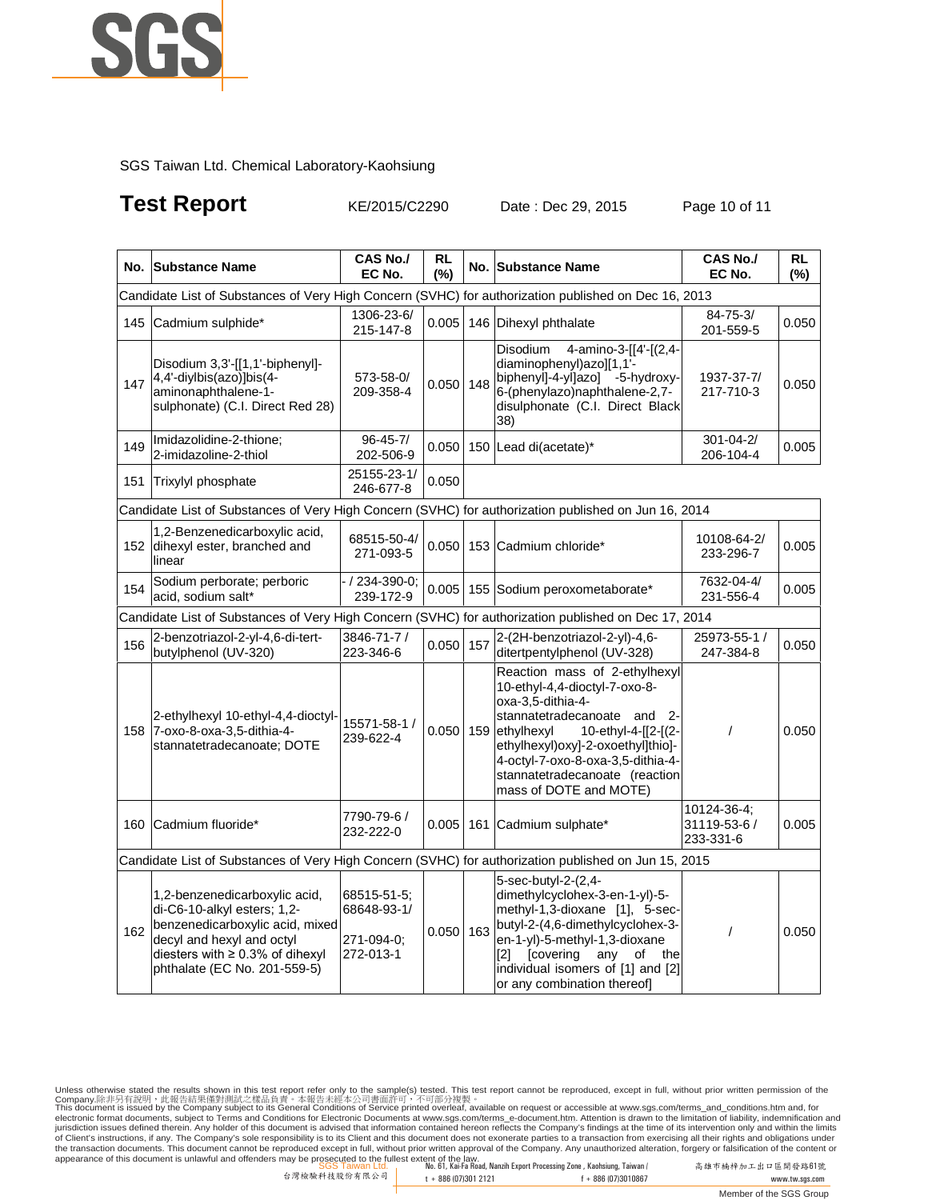SGS Taiwan Ltd. Chemical Laboratory-Kaohsiung

# Test Report

KE/2015/C2290 Date : Dec 29, 2015

| No. | Substance Name | CAS No./ EC No. | RL (%) | No. | Substance Name | CAS No./ EC No. | RL (%) |
|---|---|---|---|---|---|---|---|
| Candidate List of Substances of Very High Concern (SVHC) for authorization published on Dec 16, 2013 | | | | | | | |
| 145 | Cadmium sulphide* | 1306-23-6/ 215-147-8 | 0.005 | 146 | Dihexyl phthalate | 84-75-3/ 201-559-5 | 0.050 |
| 147 | Disodium 3,3'-[[1,1'-biphenyl]-4,4'-diylbis(azo)]bis(4-aminonaphthalene-1-sulphonate) (C.I. Direct Red 28) | 573-58-0/ 209-358-4 | 0.050 | 148 | Disodium 4-amino-3-[[4'-[(2,4-diaminophenyl)azo][1,1'-biphenyl]-4-yl]azo] -5-hydroxy-6-(phenylazo)naphthalene-2,7-disulphonate (C.I. Direct Black 38) | 1937-37-7/ 217-710-3 | 0.050 |
| 149 | Imidazolidine-2-thione; 2-imidazoline-2-thiol | 96-45-7/ 202-506-9 | 0.050 | 150 | Lead di(acetate)* | 301-04-2/ 206-104-4 | 0.005 |
| 151 | Trixylyl phosphate | 25155-23-1/ 246-677-8 | 0.050 | | | | |
| Candidate List of Substances of Very High Concern (SVHC) for authorization published on Jun 16, 2014 | | | | | | | |
| 152 | 1,2-Benzenedicarboxylic acid, dihexyl ester, branched and linear | 68515-50-4/ 271-093-5 | 0.050 | 153 | Cadmium chloride* | 10108-64-2/ 233-296-7 | 0.005 |
| 154 | Sodium perborate; perboric acid, sodium salt* | - / 234-390-0; 239-172-9 | 0.005 | 155 | Sodium peroxometaborate* | 7632-04-4/ 231-556-4 | 0.005 |
| Candidate List of Substances of Very High Concern (SVHC) for authorization published on Dec 17, 2014 | | | | | | | |
| 156 | 2-benzotriazol-2-yl-4,6-di-tert-butylphenol (UV-320) | 3846-71-7 / 223-346-6 | 0.050 | 157 | 2-(2H-benzotriazol-2-yl)-4,6-ditertpentylphenol (UV-328) | 25973-55-1 / 247-384-8 | 0.050 |
| 158 | 2-ethylhexyl 10-ethyl-4,4-dioctyl-7-oxo-8-oxa-3,5-dithia-4-stannatetradecanoate; DOTE | 15571-58-1 / 239-622-4 | 0.050 | 159 | Reaction mass of 2-ethylhexyl 10-ethyl-4,4-dioctyl-7-oxo-8-oxa-3,5-dithia-4-stannatetradecanoate and 2-ethylhexyl 10-ethyl-4-[[2-[(2-ethylhexyl)oxy]-2-oxoethyl]thio]-4-octyl-7-oxo-8-oxa-3,5-dithia-4-stannatetradecanoate (reaction mass of DOTE and MOTE) | / | 0.050 |
| 160 | Cadmium fluoride* | 7790-79-6 / 232-222-0 | 0.005 | 161 | Cadmium sulphate* | 10124-36-4; 31119-53-6 / 233-331-6 | 0.005 |
| Candidate List of Substances of Very High Concern (SVHC) for authorization published on Jun 15, 2015 | | | | | | | |
| 162 | 1,2-benzenedicarboxylic acid, di-C6-10-alkyl esters; 1,2-benzenedicarboxylic acid, mixed decyl and hexyl and octyl diesters with ≥ 0.3% of dihexyl phthalate (EC No. 201-559-5) | 68515-51-5; 68648-93-1/ 271-094-0; 272-013-1 | 0.050 | 163 | 5-sec-butyl-2-(2,4-dimethylcyclohex-3-en-1-yl)-5-methyl-1,3-dioxane [1], 5-sec-butyl-2-(4,6-dimethylcyclohex-3-en-1-yl)-5-methyl-1,3-dioxane [2] [covering any of the individual isomers of [1] and [2] or any combination thereof] | / | 0.050 |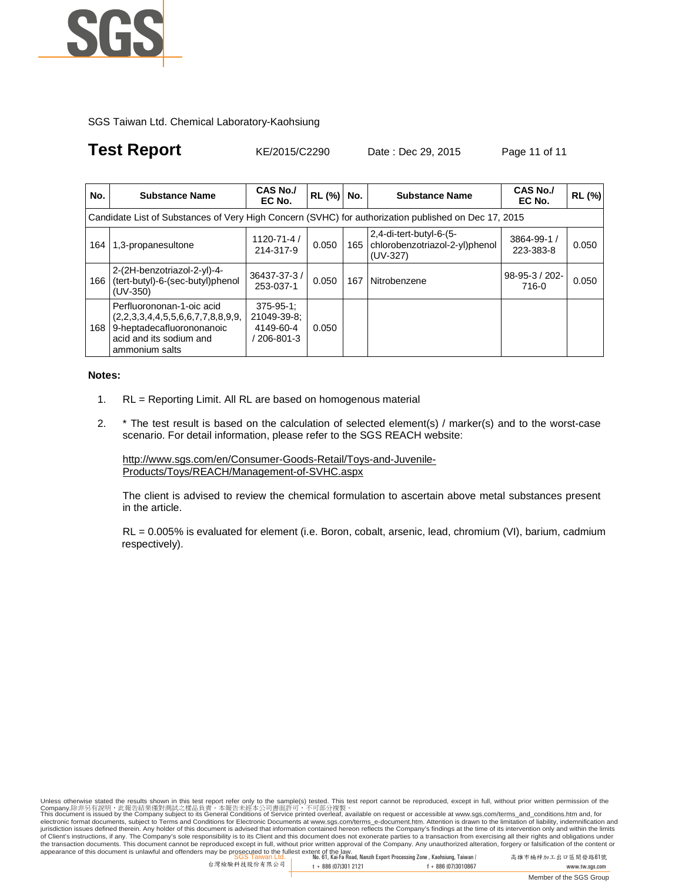SGS Taiwan Ltd. Chemical Laboratory-Kaohsiung

# Test Report

KE/2015/C2290 Date : Dec 29, 2015

| No. | Substance Name | CAS No./ EC No. | RL (%) | No. | Substance Name | CAS No./ EC No. | RL (%) |
|---|---|---|---|---|---|---|---|
| Candidate List of Substances of Very High Concern (SVHC) for authorization published on Dec 17, 2015 | | | | | | | |
| 164 | 1,3-propanesultone | 1120-71-4 / 214-317-9 | 0.050 | 165 | 2,4-di-tert-butyl-6-(5-chlorobenzotriazol-2-yl)phenol (UV-327) | 3864-99-1 / 223-383-8 | 0.050 |
| 166 | 2-(2H-benzotriazol-2-yl)-4-(tert-butyl)-6-(sec-butyl)phenol (UV-350) | 36437-37-3 / 253-037-1 | 0.050 | 167 | Nitrobenzene | 98-95-3 / 202-716-0 | 0.050 |
| 168 | Perfluorononan-1-oic acid (2,2,3,3,4,4,5,5,6,6,7,7,8,8,9,9,9-heptadecafluorononanoic acid and its sodium and ammonium salts | 375-95-1; 21049-39-8; 4149-60-4 / 206-801-3 | 0.050 | | | | |

**Notes:**

1. RL = Reporting Limit. All RL are based on homogenous material

2. * The test result is based on the calculation of selected element(s) / marker(s) and to the worst-case scenario. For detail information, please refer to the SGS REACH website:

   http://www.sgs.com/en/Consumer-Goods-Retail/Toys-and-Juvenile-Products/Toys/REACH/Management-of-SVHC.aspx

   The client is advised to review the chemical formulation to ascertain above metal substances present in the article.

   RL = 0.005% is evaluated for element (i.e. Boron, cobalt, arsenic, lead, chromium (VI), barium, cadmium respectively).